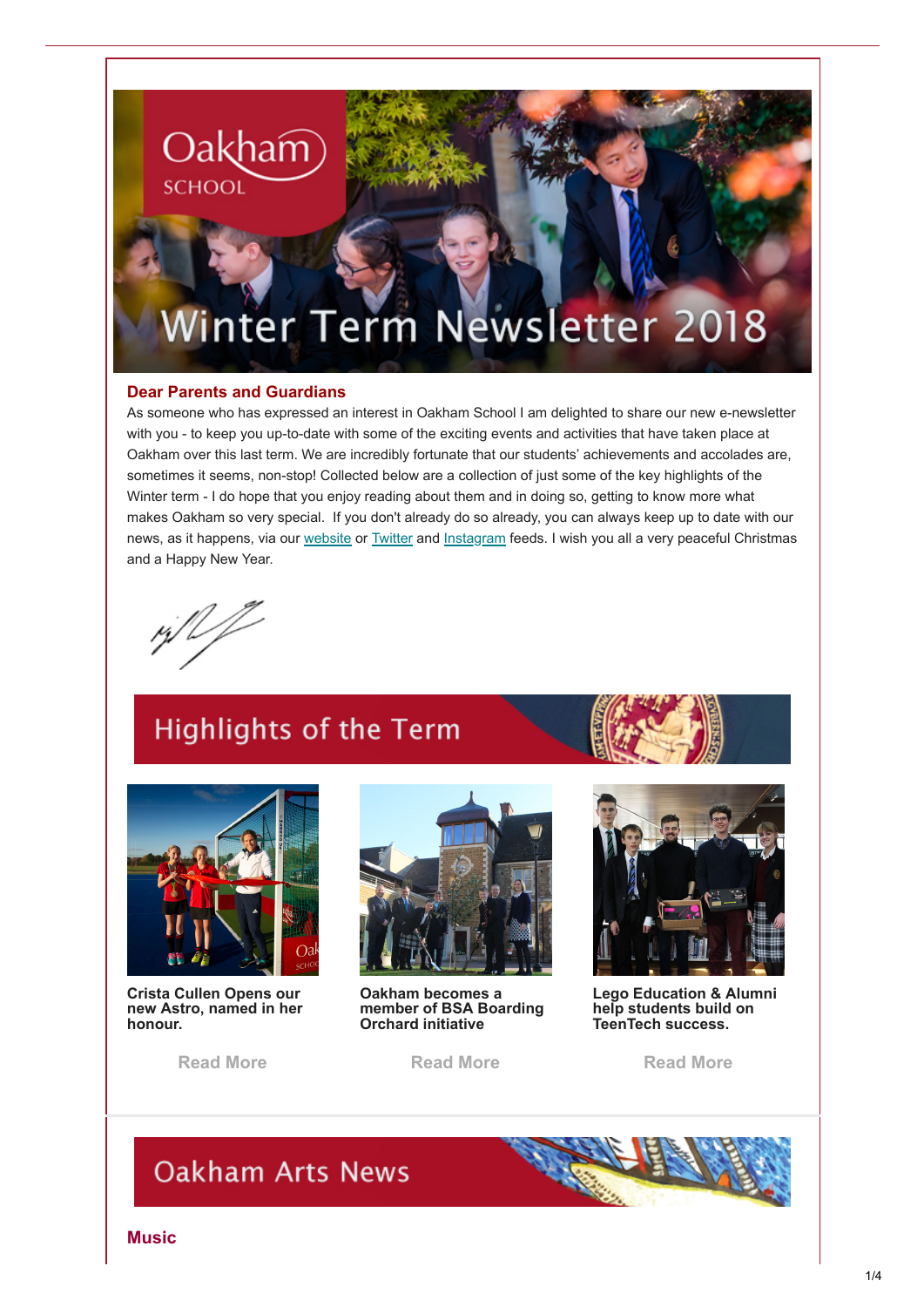# Winter Term Newsletter 2018

## Dear Parents and Guardians

As someone who has expressed an interest in Oakham School I am delighted to share our new e-newsletter with you - to keep you up-to-date with some of the exciting events and activities that have taken place at Oakham over this last term. We are incredibly fortunate that our students' achievements and accolades are, sometimes it seems, non-stop! Collected below are a collection of just some of the key highlights of the Winter term - I do hope that you enjoy reading about them and in doing so, getting to know more what makes Oakham so very special. If you don't already do so already, you can always keep up to date with our news, as it happens, via our website or Twitter and Instagram feeds. I wish you all a very peaceful Christmas and a Happy New Year.

## Highlights of the Term

**Crista Cullen Opens our new Astro, named in her honour.**

Read More

**Oakham becomes a member of BSA Boarding Orchard initiative**

Read More

**Lego Education & Alumni help students build on TeenTech success.**

Read More

## Oakham Arts News

### Music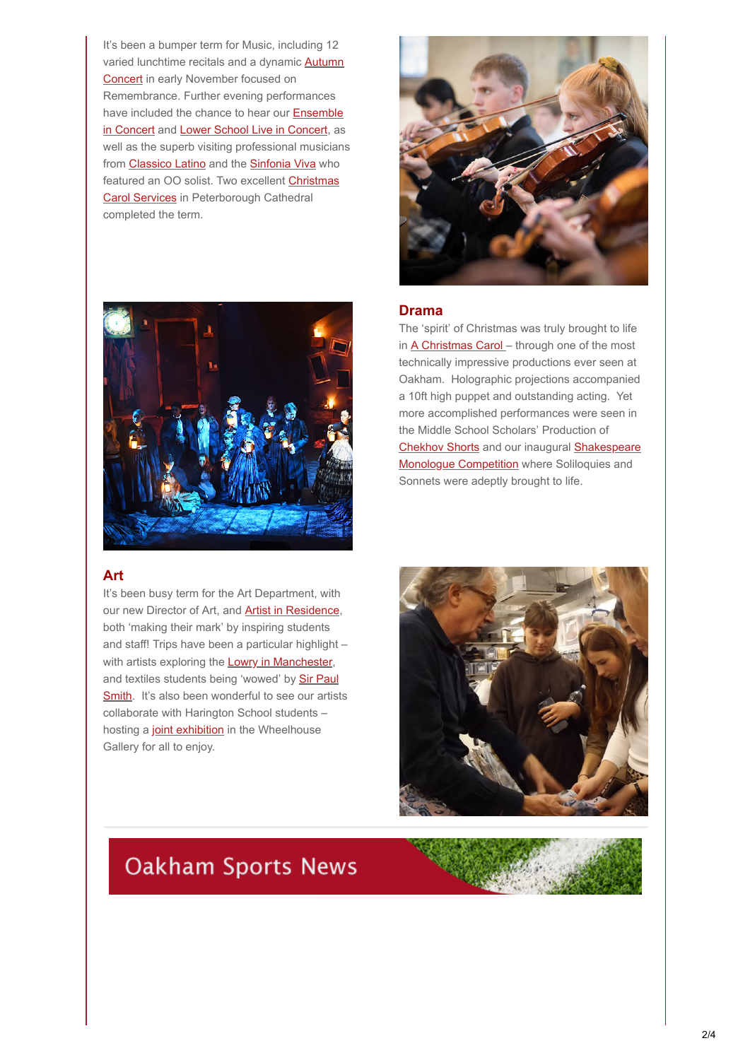It's been a bumper term for Music, including 12 varied lunchtime recitals and a dynamic Autumn Concert in early November focused on Remembrance. Further evening performances have included the chance to hear our Ensemble in Concert and Lower School Live in Concert, as well as the superb visiting professional musicians from Classico Latino and the Sinfonia Viva who featured an OO solist. Two excellent Christmas Carol Services in Peterborough Cathedral completed the term.

## Drama

The 'spirit' of Christmas was truly brought to life in A Christmas Carol – through one of the most technically impressive productions ever seen at Oakham. Holographic projections accompanied a 10ft high puppet and outstanding acting. Yet more accomplished performances were seen in the Middle School Scholars' Production of Chekhov Shorts and our inaugural Shakespeare Monologue Competition where Soliloquies and Sonnets were adeptly brought to life.

## Art

It's been busy term for the Art Department, with our new Director of Art, and Artist in Residence, both 'making their mark' by inspiring students and staff! Trips have been a particular highlight – with artists exploring the Lowry in Manchester, and textiles students being 'wowed' by Sir Paul Smith. It's also been wonderful to see our artists collaborate with Harington School students – hosting a joint exhibition in the Wheelhouse Gallery for all to enjoy.

# Oakham Sports News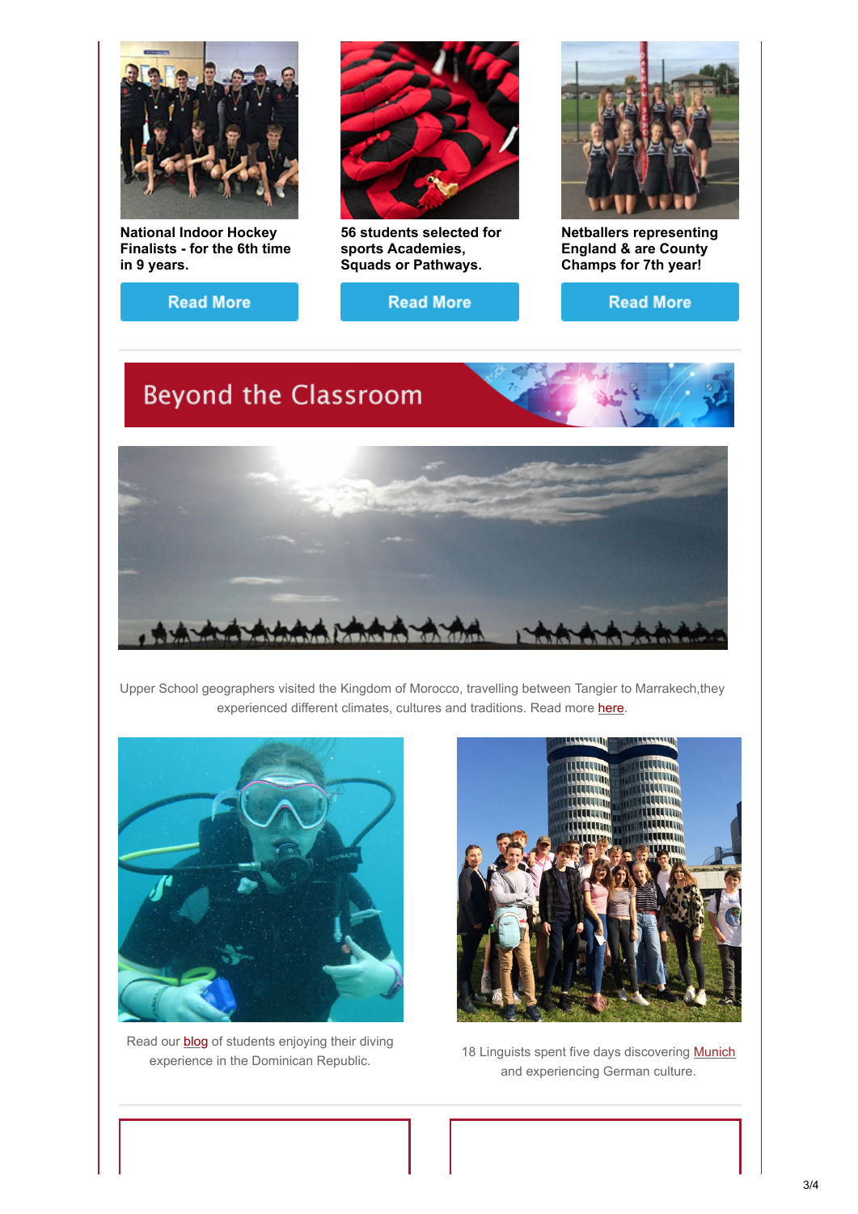**National Indoor Hockey Finalists - for the 6th time in 9 years.**

Read More

**56 students selected for sports Academies, Squads or Pathways.**

Read More

**Netballers representing England & are County Champs for 7th year!**

Read More

## Beyond the Classroom

Upper School geographers visited the Kingdom of Morocco, travelling between Tangier to Marrakech,they experienced different climates, cultures and traditions. Read more here.

Read our blog of students enjoying their diving experience in the Dominican Republic.

18 Linguists spent five days discovering Munich and experiencing German culture.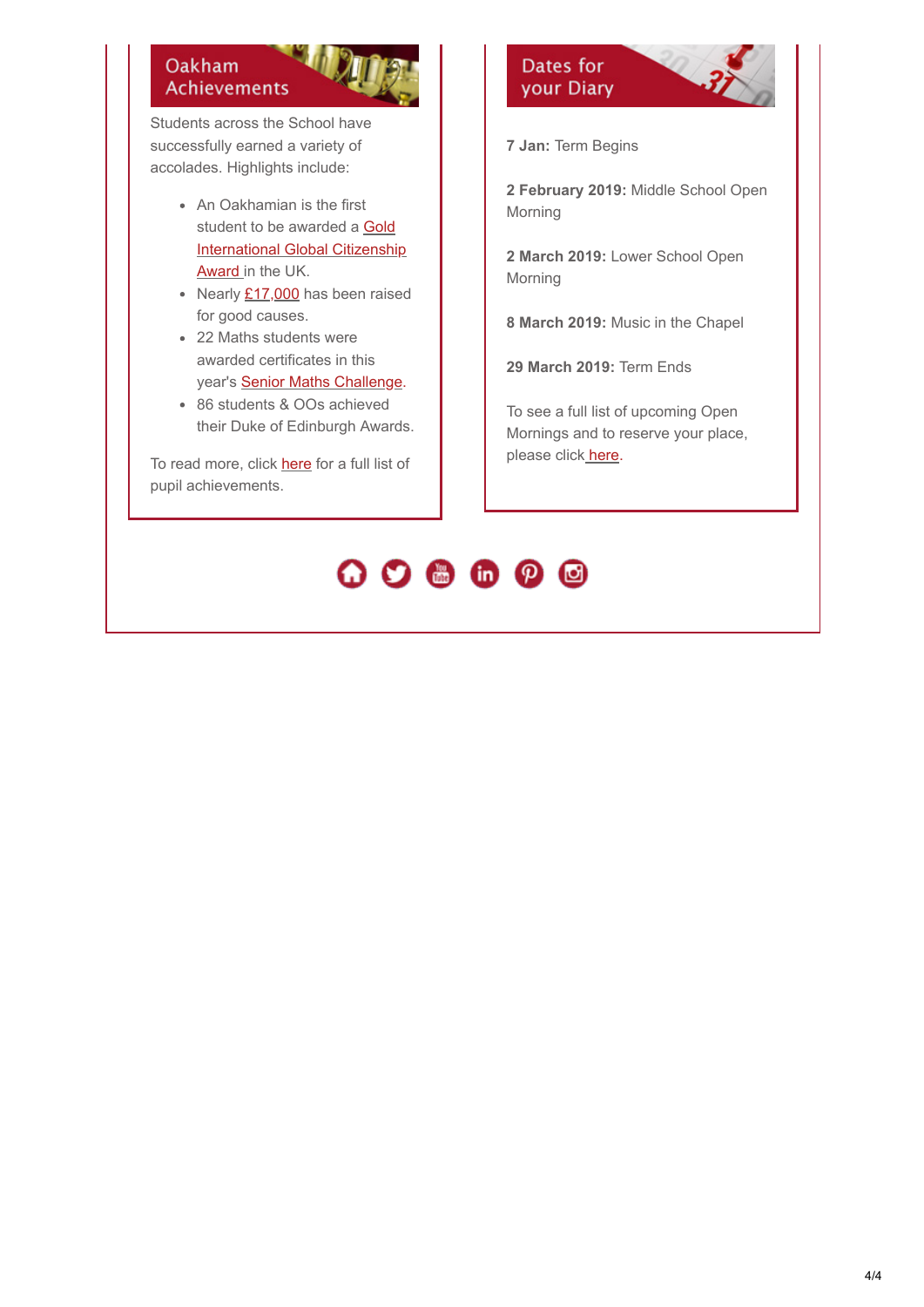## Oakham Achievements

Students across the School have successfully earned a variety of accolades. Highlights include:

- An Oakhamian is the first student to be awarded a Gold International Global Citizenship Award in the UK.
- Nearly £17,000 has been raised for good causes.
- 22 Maths students were awarded certificates in this year's Senior Maths Challenge.
- 86 students & OOs achieved their Duke of Edinburgh Awards.

To read more, click here for a full list of pupil achievements.

## Dates for your Diary

**7 Jan:** Term Begins

**2 February 2019:** Middle School Open Morning

**2 March 2019:** Lower School Open Morning

**8 March 2019:** Music in the Chapel

**29 March 2019:** Term Ends

To see a full list of upcoming Open Mornings and to reserve your place, please click here.